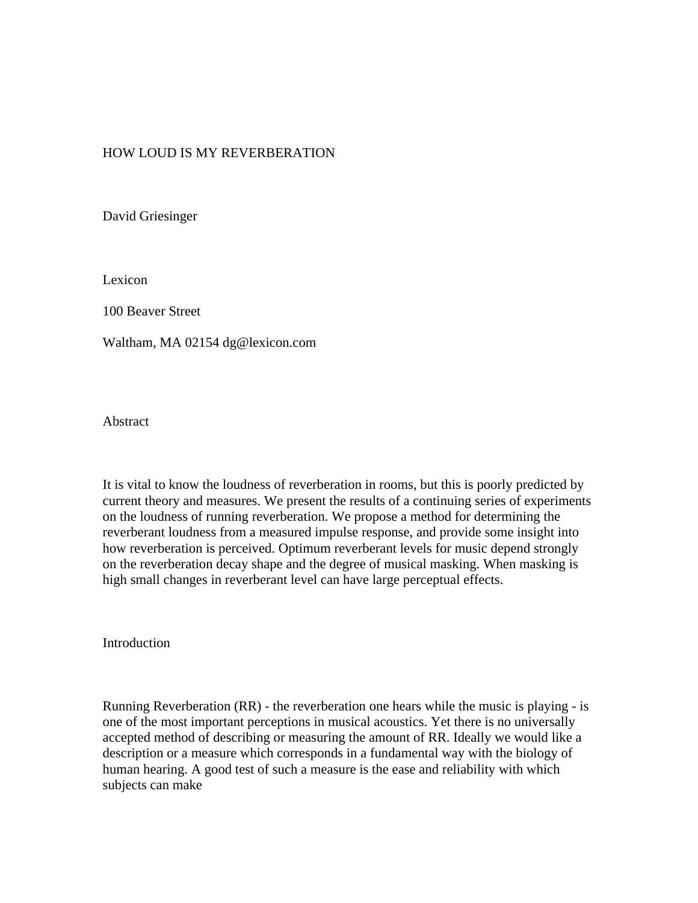# HOW LOUD IS MY REVERBERATION

David Griesinger

Lexicon

100 Beaver Street

Waltham, MA 02154 dg@lexicon.com

## Abstract

It is vital to know the loudness of reverberation in rooms, but this is poorly predicted by current theory and measures. We present the results of a continuing series of experiments on the loudness of running reverberation. We propose a method for determining the reverberant loudness from a measured impulse response, and provide some insight into how reverberation is perceived. Optimum reverberant levels for music depend strongly on the reverberation decay shape and the degree of musical masking. When masking is high small changes in reverberant level can have large perceptual effects.

## Introduction

Running Reverberation (RR) - the reverberation one hears while the music is playing - is one of the most important perceptions in musical acoustics. Yet there is no universally accepted method of describing or measuring the amount of RR. Ideally we would like a description or a measure which corresponds in a fundamental way with the biology of human hearing. A good test of such a measure is the ease and reliability with which subjects can make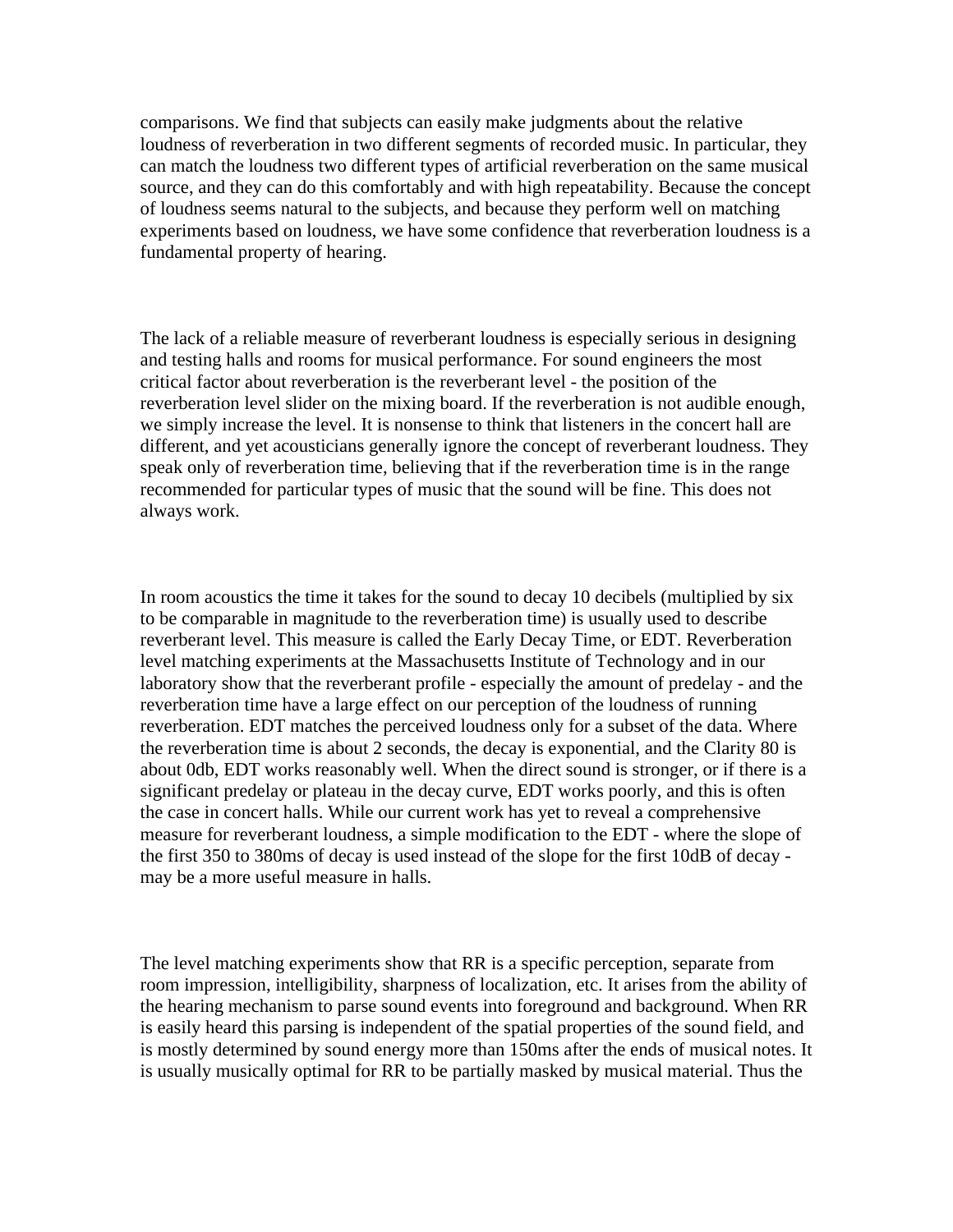comparisons. We find that subjects can easily make judgments about the relative loudness of reverberation in two different segments of recorded music. In particular, they can match the loudness two different types of artificial reverberation on the same musical source, and they can do this comfortably and with high repeatability. Because the concept of loudness seems natural to the subjects, and because they perform well on matching experiments based on loudness, we have some confidence that reverberation loudness is a fundamental property of hearing.

The lack of a reliable measure of reverberant loudness is especially serious in designing and testing halls and rooms for musical performance. For sound engineers the most critical factor about reverberation is the reverberant level - the position of the reverberation level slider on the mixing board. If the reverberation is not audible enough, we simply increase the level. It is nonsense to think that listeners in the concert hall are different, and yet acousticians generally ignore the concept of reverberant loudness. They speak only of reverberation time, believing that if the reverberation time is in the range recommended for particular types of music that the sound will be fine. This does not always work.

In room acoustics the time it takes for the sound to decay 10 decibels (multiplied by six to be comparable in magnitude to the reverberation time) is usually used to describe reverberant level. This measure is called the Early Decay Time, or EDT. Reverberation level matching experiments at the Massachusetts Institute of Technology and in our laboratory show that the reverberant profile - especially the amount of predelay - and the reverberation time have a large effect on our perception of the loudness of running reverberation. EDT matches the perceived loudness only for a subset of the data. Where the reverberation time is about 2 seconds, the decay is exponential, and the Clarity 80 is about 0db, EDT works reasonably well. When the direct sound is stronger, or if there is a significant predelay or plateau in the decay curve, EDT works poorly, and this is often the case in concert halls. While our current work has yet to reveal a comprehensive measure for reverberant loudness, a simple modification to the EDT - where the slope of the first 350 to 380ms of decay is used instead of the slope for the first 10dB of decay - may be a more useful measure in halls.

The level matching experiments show that RR is a specific perception, separate from room impression, intelligibility, sharpness of localization, etc. It arises from the ability of the hearing mechanism to parse sound events into foreground and background. When RR is easily heard this parsing is independent of the spatial properties of the sound field, and is mostly determined by sound energy more than 150ms after the ends of musical notes. It is usually musically optimal for RR to be partially masked by musical material. Thus the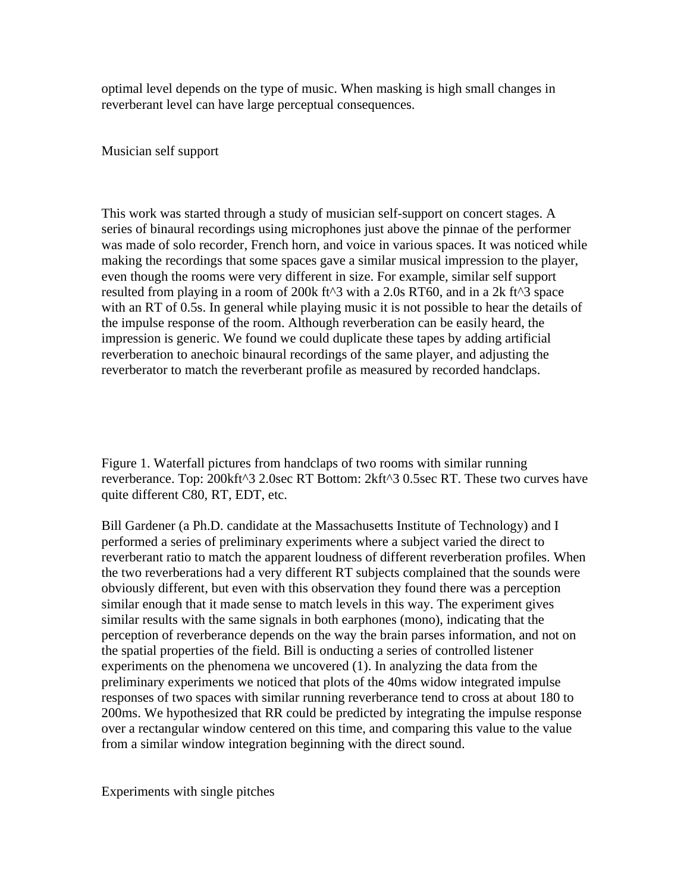optimal level depends on the type of music. When masking is high small changes in reverberant level can have large perceptual consequences.

## Musician self support

This work was started through a study of musician self-support on concert stages. A series of binaural recordings using microphones just above the pinnae of the performer was made of solo recorder, French horn, and voice in various spaces. It was noticed while making the recordings that some spaces gave a similar musical impression to the player, even though the rooms were very different in size. For example, similar self support resulted from playing in a room of 200k ft^3 with a 2.0s RT60, and in a 2k ft^3 space with an RT of 0.5s. In general while playing music it is not possible to hear the details of the impulse response of the room. Although reverberation can be easily heard, the impression is generic. We found we could duplicate these tapes by adding artificial reverberation to anechoic binaural recordings of the same player, and adjusting the reverberator to match the reverberant profile as measured by recorded handclaps.

Figure 1. Waterfall pictures from handclaps of two rooms with similar running reverberance. Top: 200kft^3 2.0sec RT Bottom: 2kft^3 0.5sec RT. These two curves have quite different C80, RT, EDT, etc.

Bill Gardener (a Ph.D. candidate at the Massachusetts Institute of Technology) and I performed a series of preliminary experiments where a subject varied the direct to reverberant ratio to match the apparent loudness of different reverberation profiles. When the two reverberations had a very different RT subjects complained that the sounds were obviously different, but even with this observation they found there was a perception similar enough that it made sense to match levels in this way. The experiment gives similar results with the same signals in both earphones (mono), indicating that the perception of reverberance depends on the way the brain parses information, and not on the spatial properties of the field. Bill is onducting a series of controlled listener experiments on the phenomena we uncovered (1). In analyzing the data from the preliminary experiments we noticed that plots of the 40ms widow integrated impulse responses of two spaces with similar running reverberance tend to cross at about 180 to 200ms. We hypothesized that RR could be predicted by integrating the impulse response over a rectangular window centered on this time, and comparing this value to the value from a similar window integration beginning with the direct sound.

## Experiments with single pitches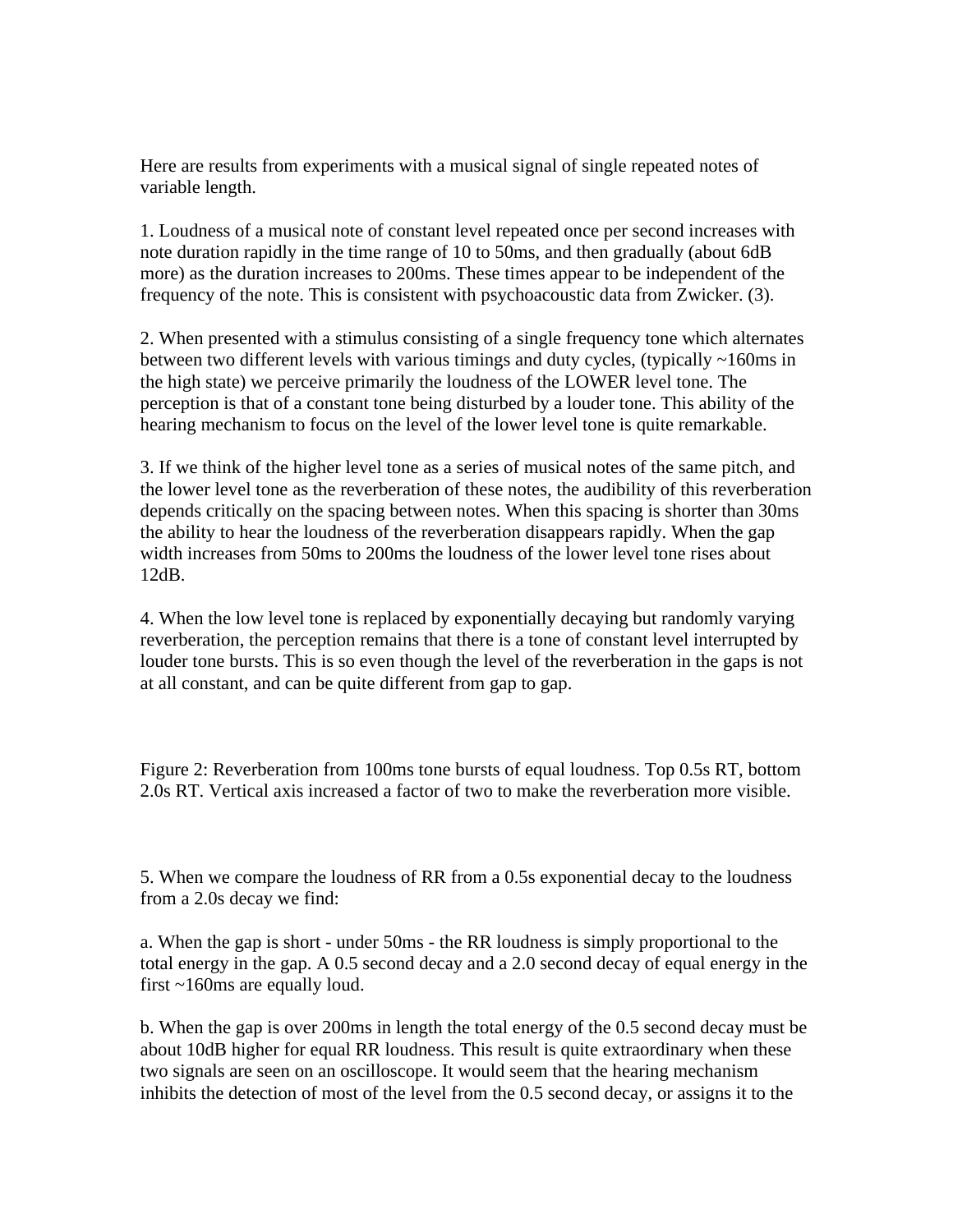Here are results from experiments with a musical signal of single repeated notes of variable length.

1. Loudness of a musical note of constant level repeated once per second increases with note duration rapidly in the time range of 10 to 50ms, and then gradually (about 6dB more) as the duration increases to 200ms. These times appear to be independent of the frequency of the note. This is consistent with psychoacoustic data from Zwicker. (3).

2. When presented with a stimulus consisting of a single frequency tone which alternates between two different levels with various timings and duty cycles, (typically ~160ms in the high state) we perceive primarily the loudness of the LOWER level tone. The perception is that of a constant tone being disturbed by a louder tone. This ability of the hearing mechanism to focus on the level of the lower level tone is quite remarkable.

3. If we think of the higher level tone as a series of musical notes of the same pitch, and the lower level tone as the reverberation of these notes, the audibility of this reverberation depends critically on the spacing between notes. When this spacing is shorter than 30ms the ability to hear the loudness of the reverberation disappears rapidly. When the gap width increases from 50ms to 200ms the loudness of the lower level tone rises about 12dB.

4. When the low level tone is replaced by exponentially decaying but randomly varying reverberation, the perception remains that there is a tone of constant level interrupted by louder tone bursts. This is so even though the level of the reverberation in the gaps is not at all constant, and can be quite different from gap to gap.

Figure 2: Reverberation from 100ms tone bursts of equal loudness. Top 0.5s RT, bottom 2.0s RT. Vertical axis increased a factor of two to make the reverberation more visible.

5. When we compare the loudness of RR from a 0.5s exponential decay to the loudness from a 2.0s decay we find:

a. When the gap is short - under 50ms - the RR loudness is simply proportional to the total energy in the gap. A 0.5 second decay and a 2.0 second decay of equal energy in the first ~160ms are equally loud.

b. When the gap is over 200ms in length the total energy of the 0.5 second decay must be about 10dB higher for equal RR loudness. This result is quite extraordinary when these two signals are seen on an oscilloscope. It would seem that the hearing mechanism inhibits the detection of most of the level from the 0.5 second decay, or assigns it to the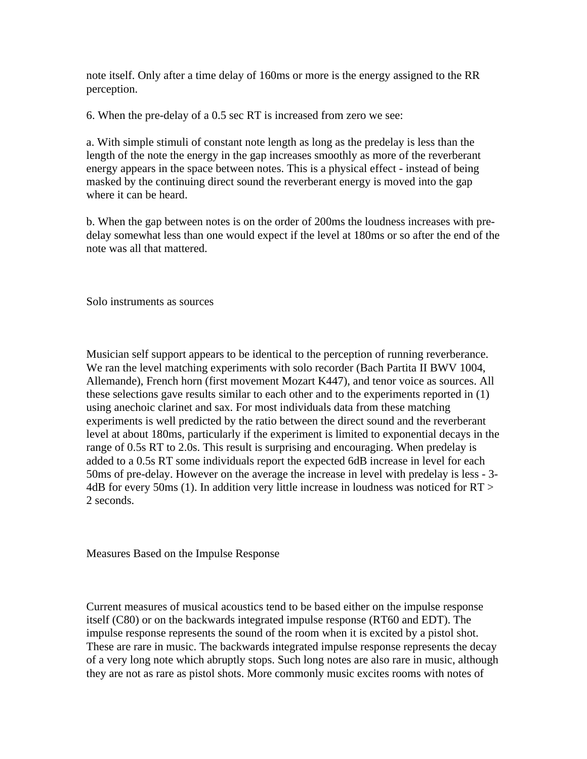note itself. Only after a time delay of 160ms or more is the energy assigned to the RR perception.

6. When the pre-delay of a 0.5 sec RT is increased from zero we see:

a. With simple stimuli of constant note length as long as the predelay is less than the length of the note the energy in the gap increases smoothly as more of the reverberant energy appears in the space between notes. This is a physical effect - instead of being masked by the continuing direct sound the reverberant energy is moved into the gap where it can be heard.

b. When the gap between notes is on the order of 200ms the loudness increases with pre-delay somewhat less than one would expect if the level at 180ms or so after the end of the note was all that mattered.

## Solo instruments as sources

Musician self support appears to be identical to the perception of running reverberance. We ran the level matching experiments with solo recorder (Bach Partita II BWV 1004, Allemande), French horn (first movement Mozart K447), and tenor voice as sources. All these selections gave results similar to each other and to the experiments reported in (1) using anechoic clarinet and sax. For most individuals data from these matching experiments is well predicted by the ratio between the direct sound and the reverberant level at about 180ms, particularly if the experiment is limited to exponential decays in the range of 0.5s RT to 2.0s. This result is surprising and encouraging. When predelay is added to a 0.5s RT some individuals report the expected 6dB increase in level for each 50ms of pre-delay. However on the average the increase in level with predelay is less - 3-4dB for every 50ms (1). In addition very little increase in loudness was noticed for RT > 2 seconds.

## Measures Based on the Impulse Response

Current measures of musical acoustics tend to be based either on the impulse response itself (C80) or on the backwards integrated impulse response (RT60 and EDT). The impulse response represents the sound of the room when it is excited by a pistol shot. These are rare in music. The backwards integrated impulse response represents the decay of a very long note which abruptly stops. Such long notes are also rare in music, although they are not as rare as pistol shots. More commonly music excites rooms with notes of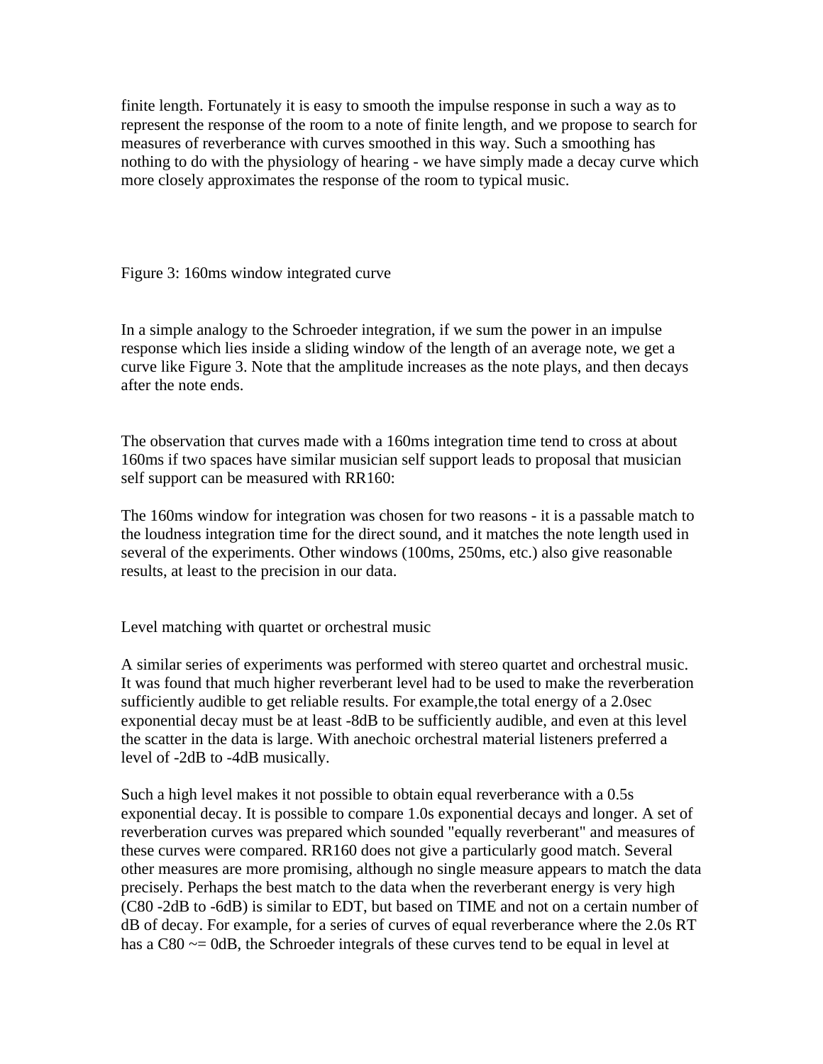finite length. Fortunately it is easy to smooth the impulse response in such a way as to represent the response of the room to a note of finite length, and we propose to search for measures of reverberance with curves smoothed in this way. Such a smoothing has nothing to do with the physiology of hearing - we have simply made a decay curve which more closely approximates the response of the room to typical music.

Figure 3: 160ms window integrated curve

In a simple analogy to the Schroeder integration, if we sum the power in an impulse response which lies inside a sliding window of the length of an average note, we get a curve like Figure 3. Note that the amplitude increases as the note plays, and then decays after the note ends.

The observation that curves made with a 160ms integration time tend to cross at about 160ms if two spaces have similar musician self support leads to proposal that musician self support can be measured with RR160:

The 160ms window for integration was chosen for two reasons - it is a passable match to the loudness integration time for the direct sound, and it matches the note length used in several of the experiments. Other windows (100ms, 250ms, etc.) also give reasonable results, at least to the precision in our data.

## Level matching with quartet or orchestral music

A similar series of experiments was performed with stereo quartet and orchestral music. It was found that much higher reverberant level had to be used to make the reverberation sufficiently audible to get reliable results. For example,the total energy of a 2.0sec exponential decay must be at least -8dB to be sufficiently audible, and even at this level the scatter in the data is large. With anechoic orchestral material listeners preferred a level of -2dB to -4dB musically.

Such a high level makes it not possible to obtain equal reverberance with a 0.5s exponential decay. It is possible to compare 1.0s exponential decays and longer. A set of reverberation curves was prepared which sounded "equally reverberant" and measures of these curves were compared. RR160 does not give a particularly good match. Several other measures are more promising, although no single measure appears to match the data precisely. Perhaps the best match to the data when the reverberant energy is very high (C80 -2dB to -6dB) is similar to EDT, but based on TIME and not on a certain number of dB of decay. For example, for a series of curves of equal reverberance where the 2.0s RT has a C80 ~= 0dB, the Schroeder integrals of these curves tend to be equal in level at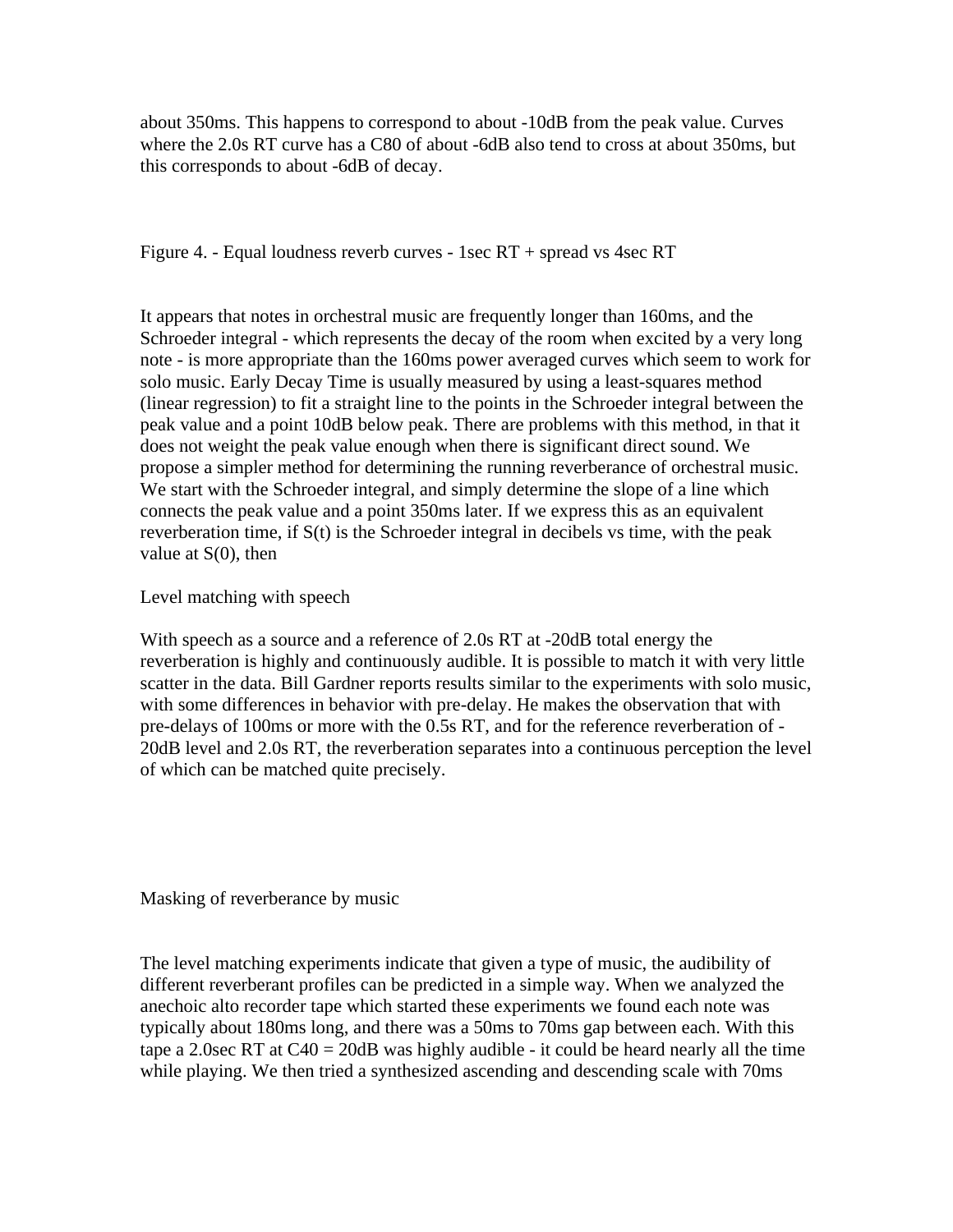about 350ms. This happens to correspond to about -10dB from the peak value. Curves where the 2.0s RT curve has a C80 of about -6dB also tend to cross at about 350ms, but this corresponds to about -6dB of decay.

Figure 4. - Equal loudness reverb curves - 1sec RT + spread vs 4sec RT

It appears that notes in orchestral music are frequently longer than 160ms, and the Schroeder integral - which represents the decay of the room when excited by a very long note - is more appropriate than the 160ms power averaged curves which seem to work for solo music. Early Decay Time is usually measured by using a least-squares method (linear regression) to fit a straight line to the points in the Schroeder integral between the peak value and a point 10dB below peak. There are problems with this method, in that it does not weight the peak value enough when there is significant direct sound. We propose a simpler method for determining the running reverberance of orchestral music. We start with the Schroeder integral, and simply determine the slope of a line which connects the peak value and a point 350ms later. If we express this as an equivalent reverberation time, if S(t) is the Schroeder integral in decibels vs time, with the peak value at S(0), then

Level matching with speech

With speech as a source and a reference of 2.0s RT at -20dB total energy the reverberation is highly and continuously audible. It is possible to match it with very little scatter in the data. Bill Gardner reports results similar to the experiments with solo music, with some differences in behavior with pre-delay. He makes the observation that with pre-delays of 100ms or more with the 0.5s RT, and for the reference reverberation of -20dB level and 2.0s RT, the reverberation separates into a continuous perception the level of which can be matched quite precisely.

Masking of reverberance by music

The level matching experiments indicate that given a type of music, the audibility of different reverberant profiles can be predicted in a simple way. When we analyzed the anechoic alto recorder tape which started these experiments we found each note was typically about 180ms long, and there was a 50ms to 70ms gap between each. With this tape a 2.0sec RT at C40 = 20dB was highly audible - it could be heard nearly all the time while playing. We then tried a synthesized ascending and descending scale with 70ms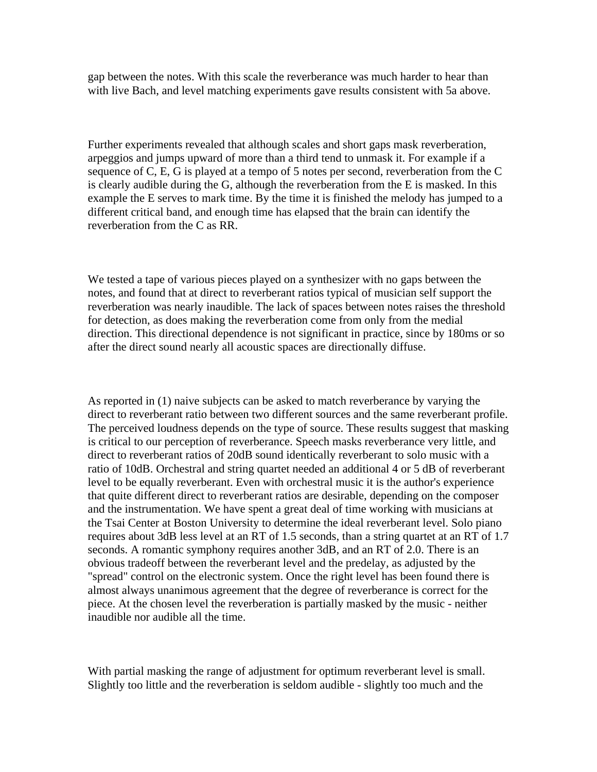gap between the notes. With this scale the reverberance was much harder to hear than with live Bach, and level matching experiments gave results consistent with 5a above.

Further experiments revealed that although scales and short gaps mask reverberation, arpeggios and jumps upward of more than a third tend to unmask it. For example if a sequence of C, E, G is played at a tempo of 5 notes per second, reverberation from the C is clearly audible during the G, although the reverberation from the E is masked. In this example the E serves to mark time. By the time it is finished the melody has jumped to a different critical band, and enough time has elapsed that the brain can identify the reverberation from the C as RR.

We tested a tape of various pieces played on a synthesizer with no gaps between the notes, and found that at direct to reverberant ratios typical of musician self support the reverberation was nearly inaudible. The lack of spaces between notes raises the threshold for detection, as does making the reverberation come from only from the medial direction. This directional dependence is not significant in practice, since by 180ms or so after the direct sound nearly all acoustic spaces are directionally diffuse.

As reported in (1) naive subjects can be asked to match reverberance by varying the direct to reverberant ratio between two different sources and the same reverberant profile. The perceived loudness depends on the type of source. These results suggest that masking is critical to our perception of reverberance. Speech masks reverberance very little, and direct to reverberant ratios of 20dB sound identically reverberant to solo music with a ratio of 10dB. Orchestral and string quartet needed an additional 4 or 5 dB of reverberant level to be equally reverberant. Even with orchestral music it is the author's experience that quite different direct to reverberant ratios are desirable, depending on the composer and the instrumentation. We have spent a great deal of time working with musicians at the Tsai Center at Boston University to determine the ideal reverberant level. Solo piano requires about 3dB less level at an RT of 1.5 seconds, than a string quartet at an RT of 1.7 seconds. A romantic symphony requires another 3dB, and an RT of 2.0. There is an obvious tradeoff between the reverberant level and the predelay, as adjusted by the "spread" control on the electronic system. Once the right level has been found there is almost always unanimous agreement that the degree of reverberance is correct for the piece. At the chosen level the reverberation is partially masked by the music - neither inaudible nor audible all the time.

With partial masking the range of adjustment for optimum reverberant level is small. Slightly too little and the reverberation is seldom audible - slightly too much and the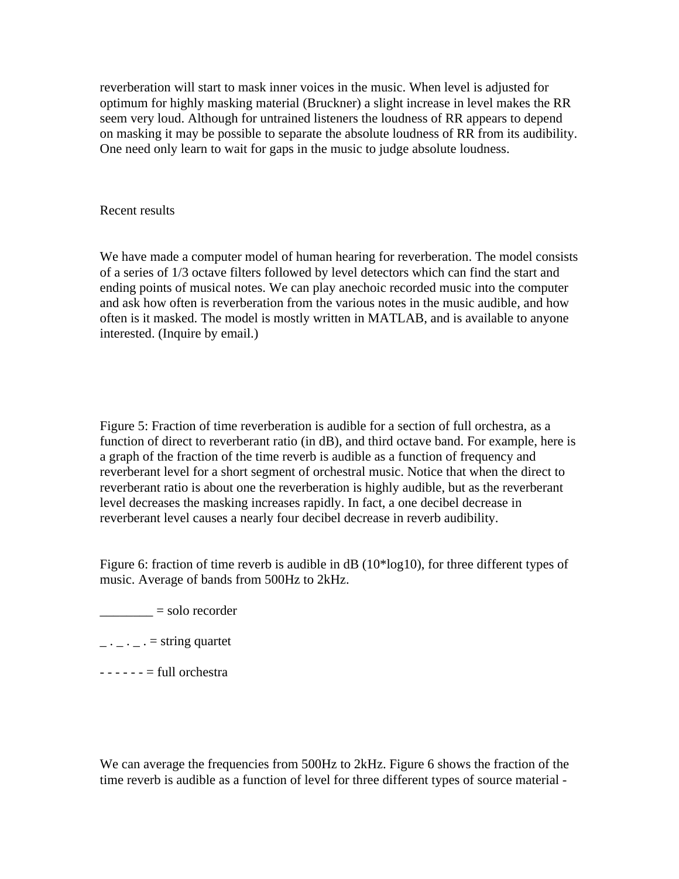reverberation will start to mask inner voices in the music. When level is adjusted for optimum for highly masking material (Bruckner) a slight increase in level makes the RR seem very loud. Although for untrained listeners the loudness of RR appears to depend on masking it may be possible to separate the absolute loudness of RR from its audibility. One need only learn to wait for gaps in the music to judge absolute loudness.

## Recent results

We have made a computer model of human hearing for reverberation. The model consists of a series of 1/3 octave filters followed by level detectors which can find the start and ending points of musical notes. We can play anechoic recorded music into the computer and ask how often is reverberation from the various notes in the music audible, and how often is it masked. The model is mostly written in MATLAB, and is available to anyone interested. (Inquire by email.)

Figure 5: Fraction of time reverberation is audible for a section of full orchestra, as a function of direct to reverberant ratio (in dB), and third octave band. For example, here is a graph of the fraction of the time reverb is audible as a function of frequency and reverberant level for a short segment of orchestral music. Notice that when the direct to reverberant ratio is about one the reverberation is highly audible, but as the reverberant level decreases the masking increases rapidly. In fact, a one decibel decrease in reverberant level causes a nearly four decibel decrease in reverb audibility.

Figure 6: fraction of time reverb is audible in dB (10*log10), for three different types of music. Average of bands from 500Hz to 2kHz.

________ = solo recorder

_ . _ . _ . = string quartet

- - - - - - = full orchestra

We can average the frequencies from 500Hz to 2kHz. Figure 6 shows the fraction of the time reverb is audible as a function of level for three different types of source material -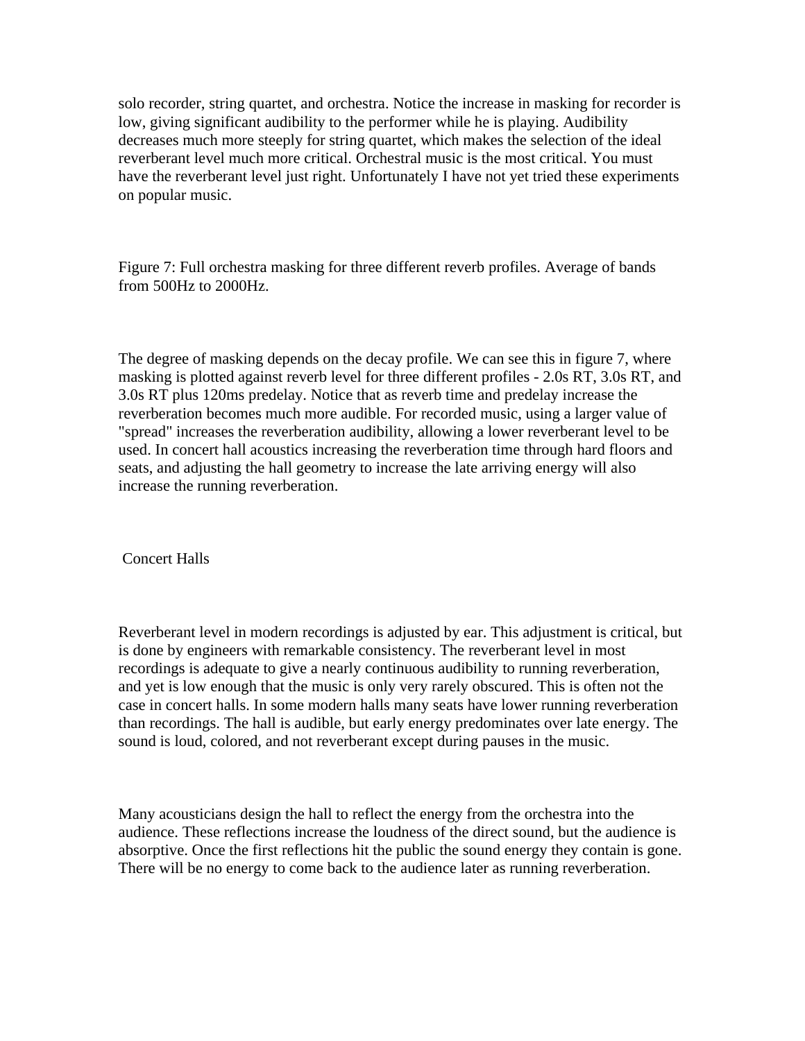solo recorder, string quartet, and orchestra. Notice the increase in masking for recorder is low, giving significant audibility to the performer while he is playing. Audibility decreases much more steeply for string quartet, which makes the selection of the ideal reverberant level much more critical. Orchestral music is the most critical. You must have the reverberant level just right. Unfortunately I have not yet tried these experiments on popular music.

Figure 7: Full orchestra masking for three different reverb profiles. Average of bands from 500Hz to 2000Hz.

The degree of masking depends on the decay profile. We can see this in figure 7, where masking is plotted against reverb level for three different profiles - 2.0s RT, 3.0s RT, and 3.0s RT plus 120ms predelay. Notice that as reverb time and predelay increase the reverberation becomes much more audible. For recorded music, using a larger value of "spread" increases the reverberation audibility, allowing a lower reverberant level to be used. In concert hall acoustics increasing the reverberation time through hard floors and seats, and adjusting the hall geometry to increase the late arriving energy will also increase the running reverberation.

## Concert Halls

Reverberant level in modern recordings is adjusted by ear. This adjustment is critical, but is done by engineers with remarkable consistency. The reverberant level in most recordings is adequate to give a nearly continuous audibility to running reverberation, and yet is low enough that the music is only very rarely obscured. This is often not the case in concert halls. In some modern halls many seats have lower running reverberation than recordings. The hall is audible, but early energy predominates over late energy. The sound is loud, colored, and not reverberant except during pauses in the music.

Many acousticians design the hall to reflect the energy from the orchestra into the audience. These reflections increase the loudness of the direct sound, but the audience is absorptive. Once the first reflections hit the public the sound energy they contain is gone. There will be no energy to come back to the audience later as running reverberation.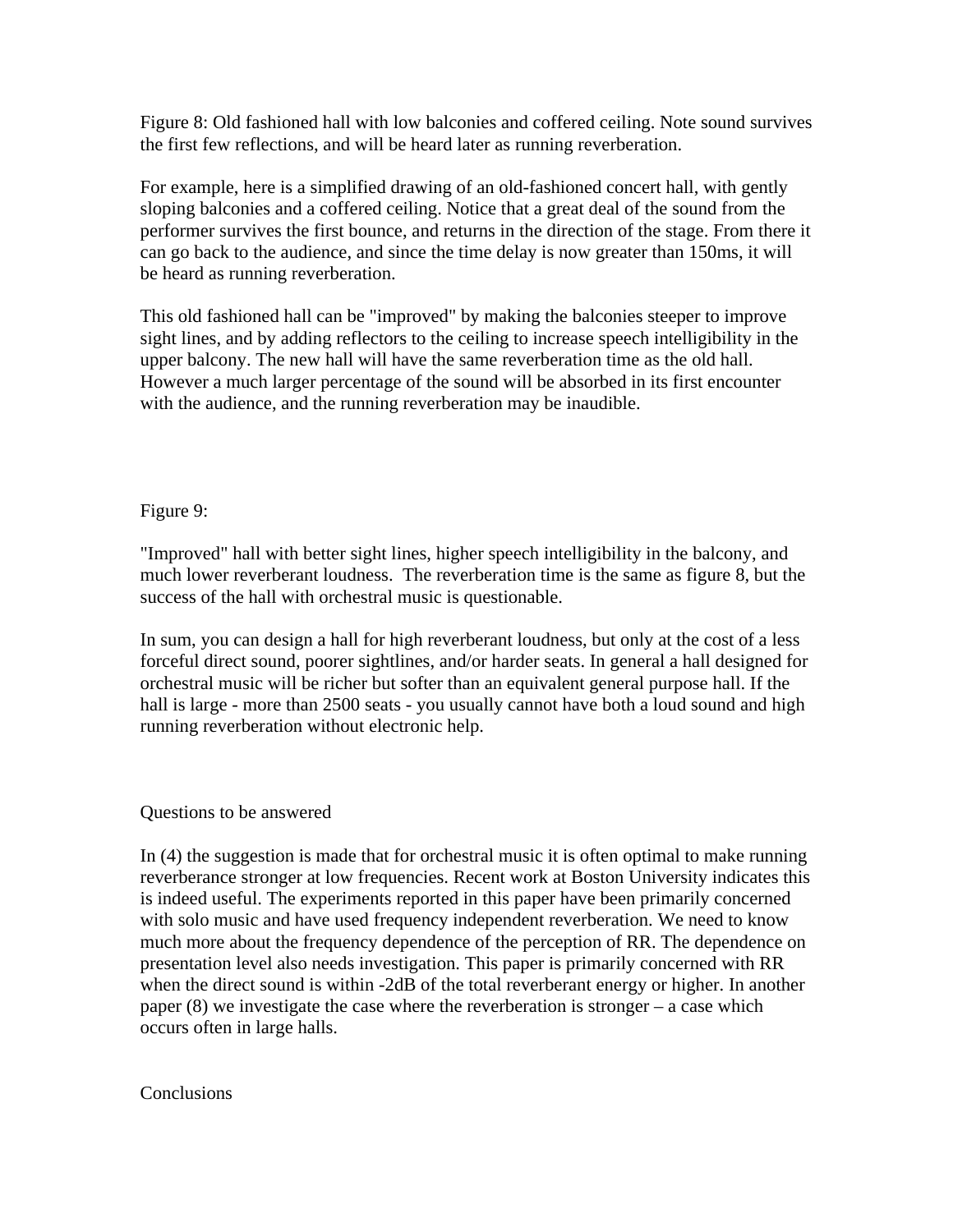Figure 8: Old fashioned hall with low balconies and coffered ceiling. Note sound survives the first few reflections, and will be heard later as running reverberation.

For example, here is a simplified drawing of an old-fashioned concert hall, with gently sloping balconies and a coffered ceiling. Notice that a great deal of the sound from the performer survives the first bounce, and returns in the direction of the stage. From there it can go back to the audience, and since the time delay is now greater than 150ms, it will be heard as running reverberation.

This old fashioned hall can be "improved" by making the balconies steeper to improve sight lines, and by adding reflectors to the ceiling to increase speech intelligibility in the upper balcony. The new hall will have the same reverberation time as the old hall. However a much larger percentage of the sound will be absorbed in its first encounter with the audience, and the running reverberation may be inaudible.

Figure 9:

"Improved" hall with better sight lines, higher speech intelligibility in the balcony, and much lower reverberant loudness. The reverberation time is the same as figure 8, but the success of the hall with orchestral music is questionable.

In sum, you can design a hall for high reverberant loudness, but only at the cost of a less forceful direct sound, poorer sightlines, and/or harder seats. In general a hall designed for orchestral music will be richer but softer than an equivalent general purpose hall. If the hall is large - more than 2500 seats - you usually cannot have both a loud sound and high running reverberation without electronic help.

## Questions to be answered

In (4) the suggestion is made that for orchestral music it is often optimal to make running reverberance stronger at low frequencies. Recent work at Boston University indicates this is indeed useful. The experiments reported in this paper have been primarily concerned with solo music and have used frequency independent reverberation. We need to know much more about the frequency dependence of the perception of RR. The dependence on presentation level also needs investigation. This paper is primarily concerned with RR when the direct sound is within -2dB of the total reverberant energy or higher. In another paper (8) we investigate the case where the reverberation is stronger – a case which occurs often in large halls.

## Conclusions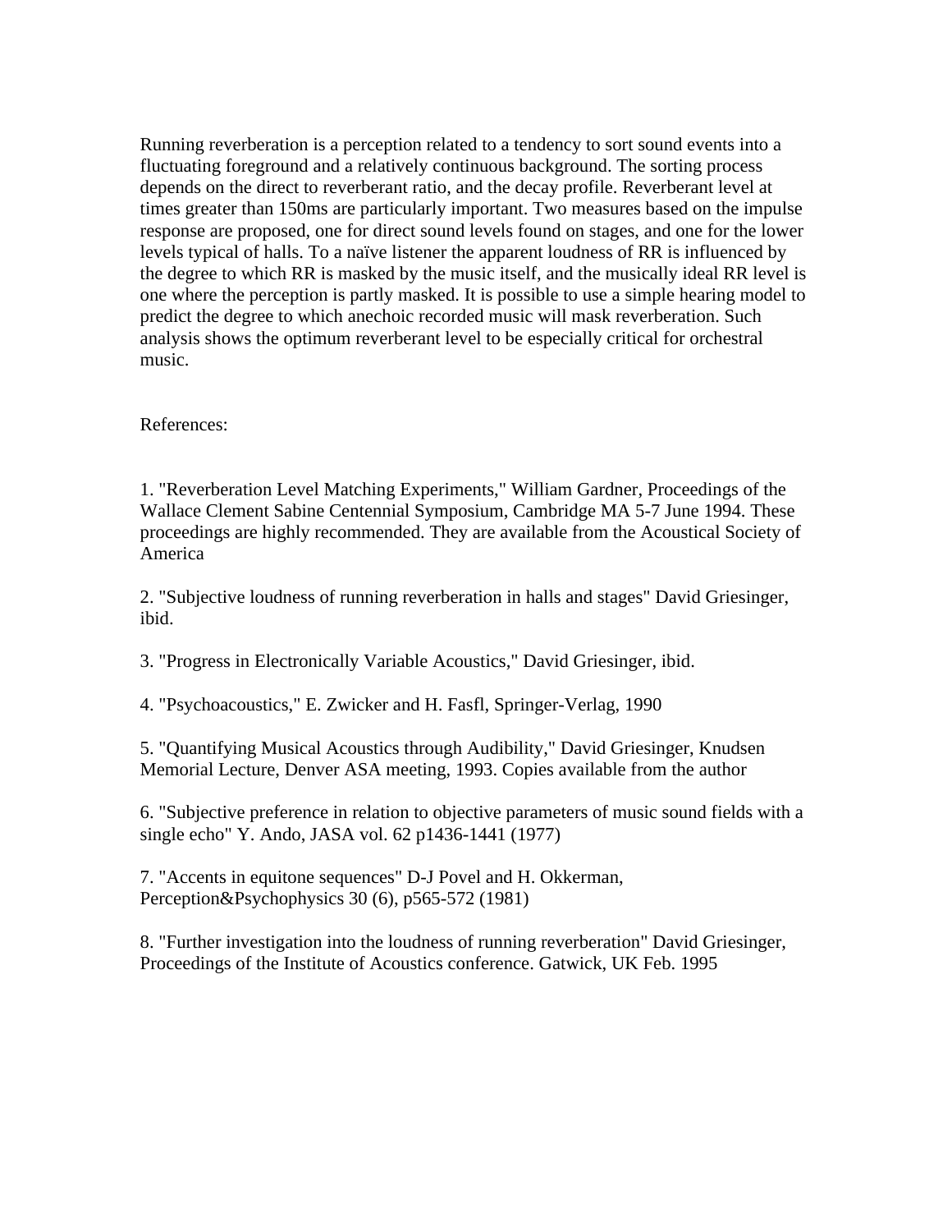Running reverberation is a perception related to a tendency to sort sound events into a fluctuating foreground and a relatively continuous background. The sorting process depends on the direct to reverberant ratio, and the decay profile. Reverberant level at times greater than 150ms are particularly important. Two measures based on the impulse response are proposed, one for direct sound levels found on stages, and one for the lower levels typical of halls. To a naïve listener the apparent loudness of RR is influenced by the degree to which RR is masked by the music itself, and the musically ideal RR level is one where the perception is partly masked. It is possible to use a simple hearing model to predict the degree to which anechoic recorded music will mask reverberation. Such analysis shows the optimum reverberant level to be especially critical for orchestral music.

References:

1. "Reverberation Level Matching Experiments," William Gardner, Proceedings of the Wallace Clement Sabine Centennial Symposium, Cambridge MA 5-7 June 1994. These proceedings are highly recommended. They are available from the Acoustical Society of America

2. "Subjective loudness of running reverberation in halls and stages" David Griesinger, ibid.

3. "Progress in Electronically Variable Acoustics," David Griesinger, ibid.

4. "Psychoacoustics," E. Zwicker and H. Fasfl, Springer-Verlag, 1990

5. "Quantifying Musical Acoustics through Audibility," David Griesinger, Knudsen Memorial Lecture, Denver ASA meeting, 1993. Copies available from the author

6. "Subjective preference in relation to objective parameters of music sound fields with a single echo" Y. Ando, JASA vol. 62 p1436-1441 (1977)

7. "Accents in equitone sequences" D-J Povel and H. Okkerman, Perception&Psychophysics 30 (6), p565-572 (1981)

8. "Further investigation into the loudness of running reverberation" David Griesinger, Proceedings of the Institute of Acoustics conference. Gatwick, UK Feb. 1995